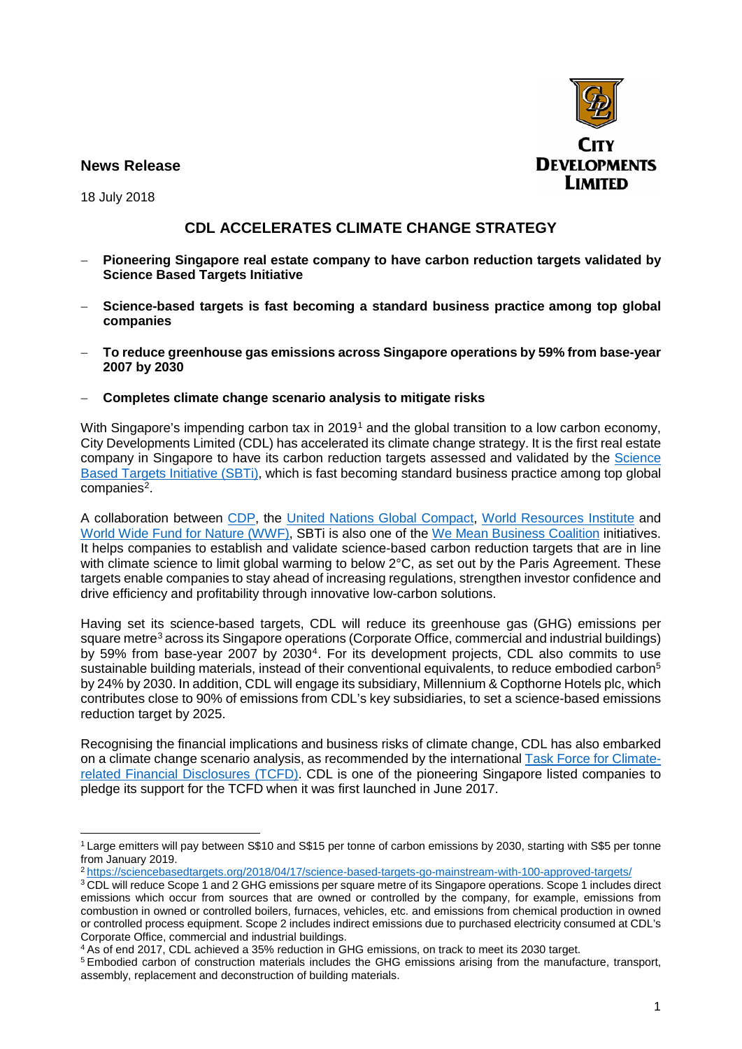**News Release**

18 July 2018

CITY DEVELOPMENTS LIMITED

# CDL ACCELERATES CLIMATE CHANGE STRATEGY

- **Pioneering Singapore real estate company to have carbon reduction targets validated by Science Based Targets Initiative**
- **Science-based targets is fast becoming a standard business practice among top global companies**
- **To reduce greenhouse gas emissions across Singapore operations by 59% from base-year 2007 by 2030**
- **Completes climate change scenario analysis to mitigate risks**

With Singapore's impending carbon tax in 2019[1] and the global transition to a low carbon economy, City Developments Limited (CDL) has accelerated its climate change strategy. It is the first real estate company in Singapore to have its carbon reduction targets assessed and validated by the Science Based Targets Initiative (SBTi), which is fast becoming standard business practice among top global companies[2].

A collaboration between CDP, the United Nations Global Compact, World Resources Institute and World Wide Fund for Nature (WWF), SBTi is also one of the We Mean Business Coalition initiatives. It helps companies to establish and validate science-based carbon reduction targets that are in line with climate science to limit global warming to below 2°C, as set out by the Paris Agreement. These targets enable companies to stay ahead of increasing regulations, strengthen investor confidence and drive efficiency and profitability through innovative low-carbon solutions.

Having set its science-based targets, CDL will reduce its greenhouse gas (GHG) emissions per square metre[3] across its Singapore operations (Corporate Office, commercial and industrial buildings) by 59% from base-year 2007 by 2030[4]. For its development projects, CDL also commits to use sustainable building materials, instead of their conventional equivalents, to reduce embodied carbon[5] by 24% by 2030. In addition, CDL will engage its subsidiary, Millennium & Copthorne Hotels plc, which contributes close to 90% of emissions from CDL's key subsidiaries, to set a science-based emissions reduction target by 2025.

Recognising the financial implications and business risks of climate change, CDL has also embarked on a climate change scenario analysis, as recommended by the international Task Force for Climate-related Financial Disclosures (TCFD). CDL is one of the pioneering Singapore listed companies to pledge its support for the TCFD when it was first launched in June 2017.

---

[1] Large emitters will pay between S$10 and S$15 per tonne of carbon emissions by 2030, starting with S$5 per tonne from January 2019.

[2] https://sciencebasedtargets.org/2018/04/17/science-based-targets-go-mainstream-with-100-approved-targets/

[3] CDL will reduce Scope 1 and 2 GHG emissions per square metre of its Singapore operations. Scope 1 includes direct emissions which occur from sources that are owned or controlled by the company, for example, emissions from combustion in owned or controlled boilers, furnaces, vehicles, etc. and emissions from chemical production in owned or controlled process equipment. Scope 2 includes indirect emissions due to purchased electricity consumed at CDL's Corporate Office, commercial and industrial buildings.

[4] As of end 2017, CDL achieved a 35% reduction in GHG emissions, on track to meet its 2030 target.

[5] Embodied carbon of construction materials includes the GHG emissions arising from the manufacture, transport, assembly, replacement and deconstruction of building materials.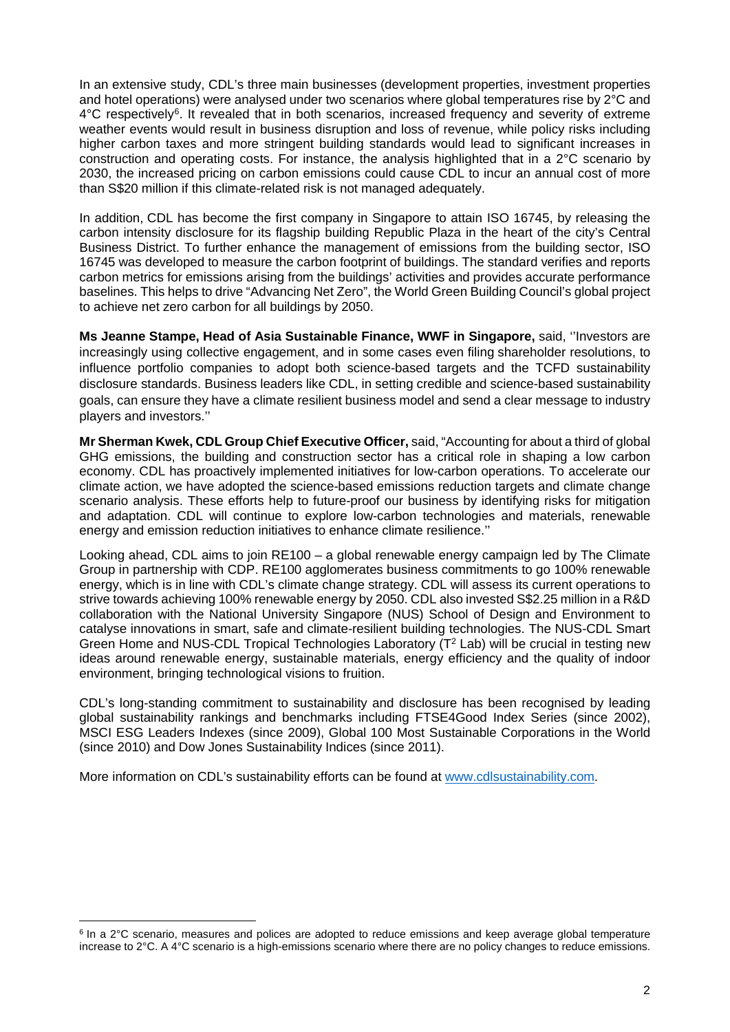In an extensive study, CDL's three main businesses (development properties, investment properties and hotel operations) were analysed under two scenarios where global temperatures rise by 2°C and 4°C respectively[6]. It revealed that in both scenarios, increased frequency and severity of extreme weather events would result in business disruption and loss of revenue, while policy risks including higher carbon taxes and more stringent building standards would lead to significant increases in construction and operating costs. For instance, the analysis highlighted that in a 2°C scenario by 2030, the increased pricing on carbon emissions could cause CDL to incur an annual cost of more than S$20 million if this climate-related risk is not managed adequately.

In addition, CDL has become the first company in Singapore to attain ISO 16745, by releasing the carbon intensity disclosure for its flagship building Republic Plaza in the heart of the city's Central Business District. To further enhance the management of emissions from the building sector, ISO 16745 was developed to measure the carbon footprint of buildings. The standard verifies and reports carbon metrics for emissions arising from the buildings' activities and provides accurate performance baselines. This helps to drive "Advancing Net Zero", the World Green Building Council's global project to achieve net zero carbon for all buildings by 2050.

**Ms Jeanne Stampe, Head of Asia Sustainable Finance, WWF in Singapore,** said, ''Investors are increasingly using collective engagement, and in some cases even filing shareholder resolutions, to influence portfolio companies to adopt both science-based targets and the TCFD sustainability disclosure standards. Business leaders like CDL, in setting credible and science-based sustainability goals, can ensure they have a climate resilient business model and send a clear message to industry players and investors.''

**Mr Sherman Kwek, CDL Group Chief Executive Officer,** said, "Accounting for about a third of global GHG emissions, the building and construction sector has a critical role in shaping a low carbon economy. CDL has proactively implemented initiatives for low-carbon operations. To accelerate our climate action, we have adopted the science-based emissions reduction targets and climate change scenario analysis. These efforts help to future-proof our business by identifying risks for mitigation and adaptation. CDL will continue to explore low-carbon technologies and materials, renewable energy and emission reduction initiatives to enhance climate resilience.''

Looking ahead, CDL aims to join RE100 – a global renewable energy campaign led by The Climate Group in partnership with CDP. RE100 agglomerates business commitments to go 100% renewable energy, which is in line with CDL's climate change strategy. CDL will assess its current operations to strive towards achieving 100% renewable energy by 2050. CDL also invested S$2.25 million in a R&D collaboration with the National University Singapore (NUS) School of Design and Environment to catalyse innovations in smart, safe and climate-resilient building technologies. The NUS-CDL Smart Green Home and NUS-CDL Tropical Technologies Laboratory ($T^2$ Lab) will be crucial in testing new ideas around renewable energy, sustainable materials, energy efficiency and the quality of indoor environment, bringing technological visions to fruition.

CDL's long-standing commitment to sustainability and disclosure has been recognised by leading global sustainability rankings and benchmarks including FTSE4Good Index Series (since 2002), MSCI ESG Leaders Indexes (since 2009), Global 100 Most Sustainable Corporations in the World (since 2010) and Dow Jones Sustainability Indices (since 2011).

More information on CDL's sustainability efforts can be found at [www.cdlsustainability.com](http://www.cdlsustainability.com).

---

[6] In a 2°C scenario, measures and polices are adopted to reduce emissions and keep average global temperature increase to 2°C. A 4°C scenario is a high-emissions scenario where there are no policy changes to reduce emissions.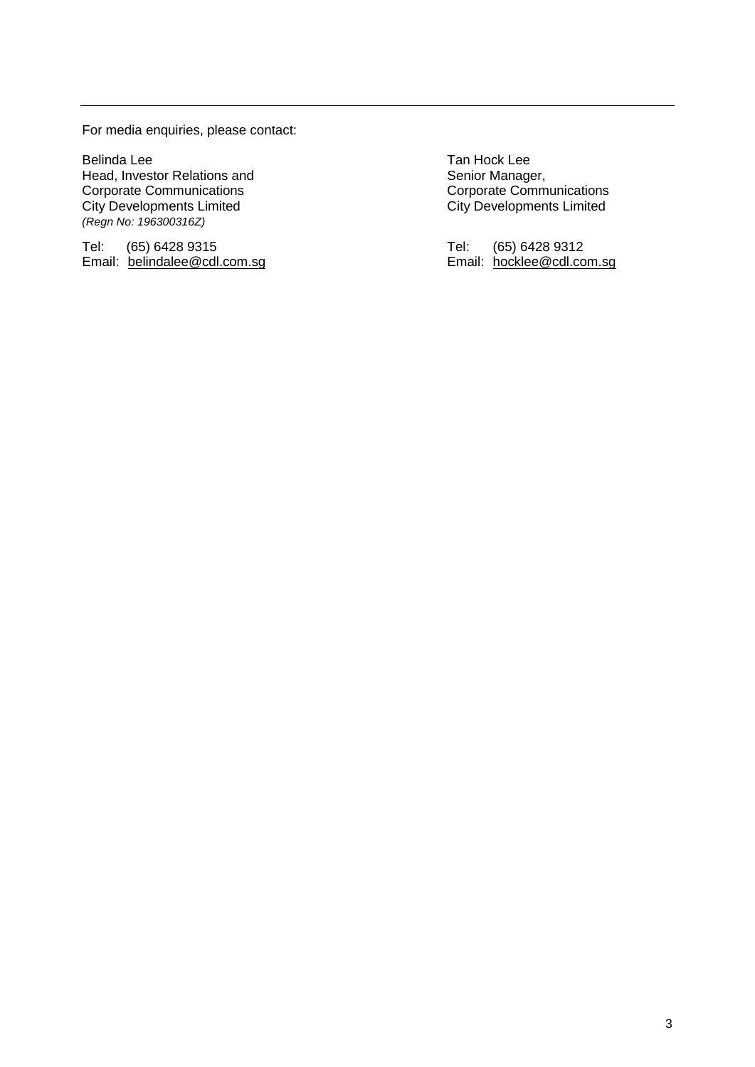---

For media enquiries, please contact:

Belinda Lee
Head, Investor Relations and
Corporate Communications
City Developments Limited
*(Regn No: 196300316Z)*

Tel: (65) 6428 9315
Email: belindalee@cdl.com.sg

Tan Hock Lee
Senior Manager,
Corporate Communications
City Developments Limited

Tel: (65) 6428 9312
Email: hocklee@cdl.com.sg